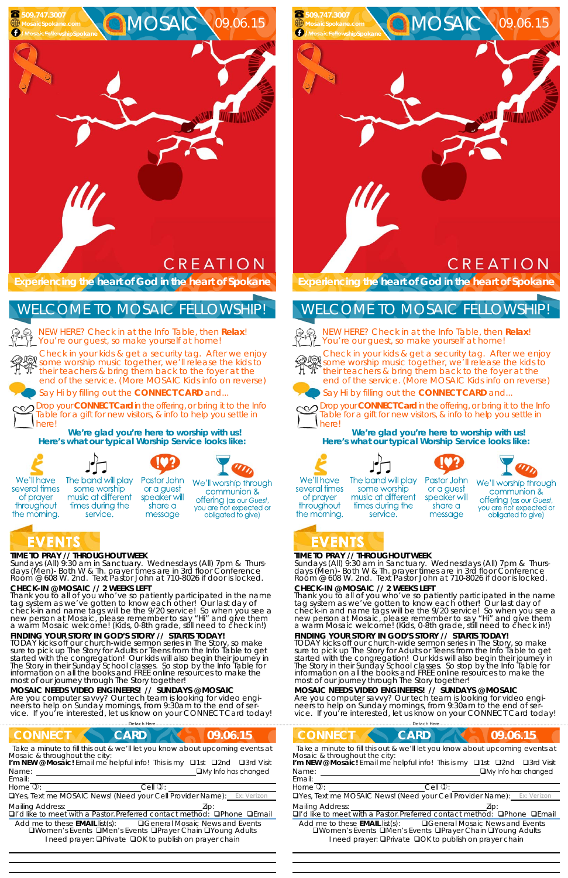509.747.3007
MosaicSpokane.com
/MosaicFellowshipSpokane

# MOSAIC 09.06.15

CREATION

**Experiencing the heart of God in the heart of Spokane**

## WELCOME TO MOSAIC FELLOWSHIP!

NEW HERE? Check in at the Info Table, then **Relax**! You're our guest, so make yourself at home!

Check in your kids & get a security tag. After we enjoy some worship music together, we'll release the kids to their teachers & bring them back to the foyer at the end of the service. (More MOSAIC Kids info on reverse)

Say Hi by filling out the **CONNECTCARD** and...

Drop your **CONNECTCard** in the offering, or bring it to the Info Table for a gift for new visitors, & info to help you settle in here!

**We're glad you're here to worship with us!**
**Here's what our typical Worship Service looks like:**

- We'll have several times of prayer throughout the morning.
- The band will play some worship music at different times during the service.
- Pastor John or a guest speaker will share a message
- We'll worship through communion & offering (as our Guest, you are not expected or obligated to give)

## EVENTS

**TIME TO PRAY // THROUGHOUT WEEK**
Sundays (All) 9:30 am in Sanctuary. Wednesdays (All) 7pm & Thursdays (Men)- Both W & Th. prayer times are in 3rd floor Conference Room @ 608 W. 2nd. Text Pastor John at 710-8026 if door is locked.

**CHECK-IN @MOSAIC // 2 WEEKS LEFT**
Thank you to all of you who've so patiently participated in the name tag system as we've gotten to know each other! Our last day of check-in and name tags will be the 9/20 service! So when you see a new person at Mosaic, please remember to say "Hi" and give them a warm Mosaic welcome! (Kids, 0-8th grade, still need to check in!)

**FINDING YOUR STORY IN GOD'S STORY // STARTS TODAY!**
TODAY kicks off our church-wide sermon series in The Story, so make sure to pick up The Story for Adults or Teens from the Info Table to get started with the congregation! Our kids will also begin their journey in The Story in their Sunday School classes. So stop by the Info Table for information on all the books and FREE online resources to make the most of our journey through The Story together!

**MOSAIC NEEDS VIDEO ENGINEERS! // SUNDAYS @MOSAIC**
Are you computer savvy? Our tech team is looking for video engineers to help on Sunday mornings, from 9:30am to the end of service. If you're interested, let us know on your CONNECTCard today!

.....Detach Here.....

## CONNECT CARD 09.06.15

Take a minute to fill this out & we'll let you know about upcoming events at Mosaic & throughout the city:

**I'm NEW @Mosaic!** Email me helpful info! This is my ❑1st ❑2nd ❑3rd Visit

Name: ____________________ ❑My Info has changed

Email: ____________________

Home ✆: ____________ Cell ✆: ____________

❑Yes, Text me MOSAIC News! (Need your Cell Provider Name): Ex: Verizon

Mailing Address: ____________ Zip: ______

❑I'd like to meet with a Pastor. Preferred contact method: ❑Phone ❑Email

Add me to these **EMAIL** list(s): ❑General Mosaic News and Events ❑Women's Events ❑Men's Events ❑Prayer Chain ❑Young Adults

I need prayer: ❑Private ❑OK to publish on prayer chain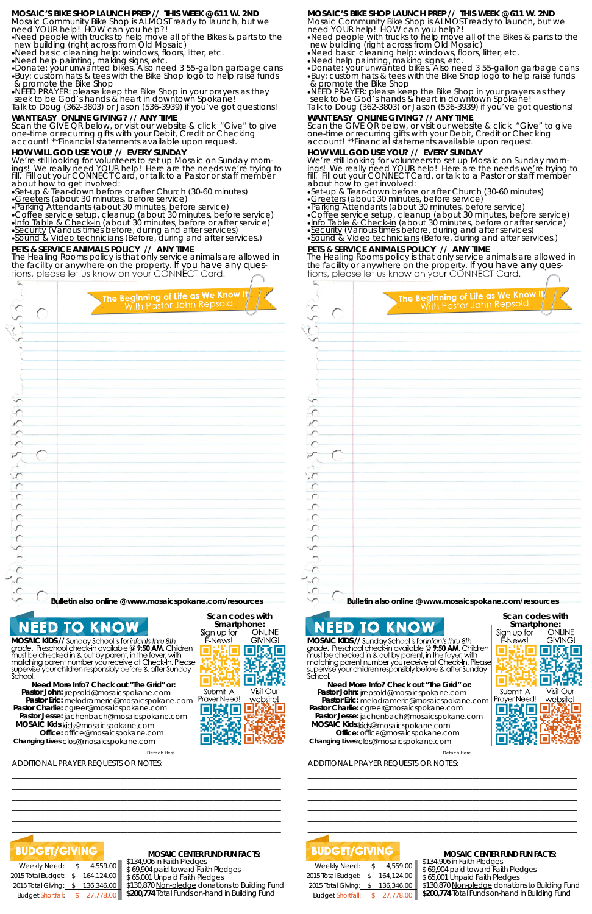## MOSAIC'S BIKE SHOP LAUNCH PREP // THIS WEEK @ 611 W. 2ND

Mosaic Community Bike Shop is ALMOST ready to launch, but we need YOUR help! HOW can you help?!

- Need people with trucks to help move all of the Bikes & parts to the new building (right across from Old Mosaic)
- Need basic cleaning help: windows, floors, litter, etc.
- Need help painting, making signs, etc.
- Donate: your unwanted bikes. Also need 3 55-gallon garbage cans
- Buy: custom hats & tees with the Bike Shop logo to help raise funds & promote the Bike Shop
- NEED PRAYER: please keep the Bike Shop in your prayers as they seek to be God's hands & heart in downtown Spokane!

Talk to Doug (362-3803) or Jason (536-3939) if you've got questions!

## WANT EASY ONLINE GIVING? // ANY TIME

Scan the GIVE QR below, or visit our website & click "Give" to give one-time or recurring gifts with your Debit, Credit or Checking account! **Financial statements available upon request.

## HOW WILL GOD USE YOU? // EVERY SUNDAY

We're still looking for volunteers to set up Mosaic on Sunday mornings! We really need YOUR help! Here are the needs we're trying to fill. Fill out your CONNECT Card, or talk to a Pastor or staff member about how to get involved:

- Set-up & Tear-down before or after Church (30-60 minutes)
- Greeters (about 30 minutes, before service)
- Parking Attendants (about 30 minutes, before service)
- Coffee service setup, cleanup (about 30 minutes, before service)
- Info Table & Check-in (about 30 minutes, before or after service)
- Security (Various times before, during and after services)
- Sound & Video technicians (Before, during and after services.)

## PETS & SERVICE ANIMALS POLICY // ANY TIME

The Healing Rooms policy is that only service animals are allowed in the facility or anywhere on the property. If you have any questions, please let us know on your CONNECT Card.

**The Beginning of Life as We Know It**
With Pastor John Repsold

**Bulletin also online @www.mosaicspokane.com/resources**

## NEED TO KNOW

**MOSAIC KIDS** // Sunday School is for infants thru 8th grade. Preschool check-in available @ **9:50 AM.** Children must be checked in & out by parent, in the foyer, with matching parent number you receive at Check-In. Please supervise your children responsibly before & after Sunday School.

**Need More Info? Check out "The Grid" or:**

**Pastor John:** jrepsold@mosaicspokane.com
**Pastor Eric:** melodrameric@mosaicspokane.com
**Pastor Charlie:** cgreer@mosaicspokane.com
**Pastor Jesse:** jachenbach@mosaicspokane.com
**MOSAIC Kids:** kids@mosaicspokane.com
**Office:** office@mosaicspokane.com
**Changing Lives:** clos@mosaicspokane.com

**Scan codes with Smartphone:**

Sign up for E-News! | ONLINE GIVING! | Submit A Prayer Need! | Visit Our website!

Detach Here

ADDITIONAL PRAYER REQUESTS OR NOTES:

## BUDGET/GIVING

| | | |
|---|---|---|
| Weekly Need: | $ | 4,559.00 |
| 2015 Total Budget: | $ | 164,124.00 |
| 2015 Total Giving: | $ | 136,346.00 |
| Budget Shortfall: | $ | 27,778.00 |

**MOSAIC CENTER FUND FUN FACTS:**

$134,906 in Faith Pledges
$ 69,904 paid toward Faith Pledges
$ 65,001 Unpaid Faith Pledges
$130,870 Non-pledge donations to Building Fund
**$200,774** Total Funds on-hand in Building Fund

---

## MOSAIC'S BIKE SHOP LAUNCH PREP // THIS WEEK @ 611 W. 2ND

Mosaic Community Bike Shop is ALMOST ready to launch, but we need YOUR help! HOW can you help?!

- Need people with trucks to help move all of the Bikes & parts to the new building (right across from Old Mosaic)
- Need basic cleaning help: windows, floors, litter, etc.
- Need help painting, making signs, etc.
- Donate: your unwanted bikes. Also need 3 55-gallon garbage cans
- Buy: custom hats & tees with the Bike Shop logo to help raise funds & promote the Bike Shop
- NEED PRAYER: please keep the Bike Shop in your prayers as they seek to be God's hands & heart in downtown Spokane!

Talk to Doug (362-3803) or Jason (536-3939) if you've got questions!

## WANT EASY ONLINE GIVING? // ANY TIME

Scan the GIVE QR below, or visit our website & click "Give" to give one-time or recurring gifts with your Debit, Credit or Checking account! **Financial statements available upon request.

## HOW WILL GOD USE YOU? // EVERY SUNDAY

We're still looking for volunteers to set up Mosaic on Sunday mornings! We really need YOUR help! Here are the needs we're trying to fill. Fill out your CONNECT Card, or talk to a Pastor or staff member about how to get involved:

- Set-up & Tear-down before or after Church (30-60 minutes)
- Greeters (about 30 minutes, before service)
- Parking Attendants (about 30 minutes, before service)
- Coffee service setup, cleanup (about 30 minutes, before service)
- Info Table & Check-in (about 30 minutes, before or after service)
- Security (Various times before, during and after services)
- Sound & Video technicians (Before, during and after services.)

## PETS & SERVICE ANIMALS POLICY // ANY TIME

The Healing Rooms policy is that only service animals are allowed in the facility or anywhere on the property. If you have any questions, please let us know on your CONNECT Card.

**The Beginning of Life as We Know It**
With Pastor John Repsold

**Bulletin also online @www.mosaicspokane.com/resources**

## NEED TO KNOW

**MOSAIC KIDS** // Sunday School is for infants thru 8th grade. Preschool check-in available @ **9:50 AM.** Children must be checked in & out by parent, in the foyer, with matching parent number you receive at Check-In. Please supervise your children responsibly before & after Sunday School.

**Need More Info? Check out "The Grid" or:**

**Pastor John:** jrepsold@mosaicspokane.com
**Pastor Eric:** melodrameric@mosaicspokane.com
**Pastor Charlie:** cgreer@mosaicspokane.com
**Pastor Jesse:** jachenbach@mosaicspokane.com
**MOSAIC Kids:** kids@mosaicspokane.com
**Office:** office@mosaicspokane.com
**Changing Lives:** clos@mosaicspokane.com

**Scan codes with Smartphone:**

Sign up for E-News! | ONLINE GIVING! | Submit A Prayer Need! | Visit Our website!

Detach Here

ADDITIONAL PRAYER REQUESTS OR NOTES:

## BUDGET/GIVING

| | | |
|---|---|---|
| Weekly Need: | $ | 4,559.00 |
| 2015 Total Budget: | $ | 164,124.00 |
| 2015 Total Giving: | $ | 136,346.00 |
| Budget Shortfall: | $ | 27,778.00 |

**MOSAIC CENTER FUND FUN FACTS:**

$134,906 in Faith Pledges
$ 69,904 paid toward Faith Pledges
$ 65,001 Unpaid Faith Pledges
$130,870 Non-pledge donations to Building Fund
**$200,774** Total Funds on-hand in Building Fund